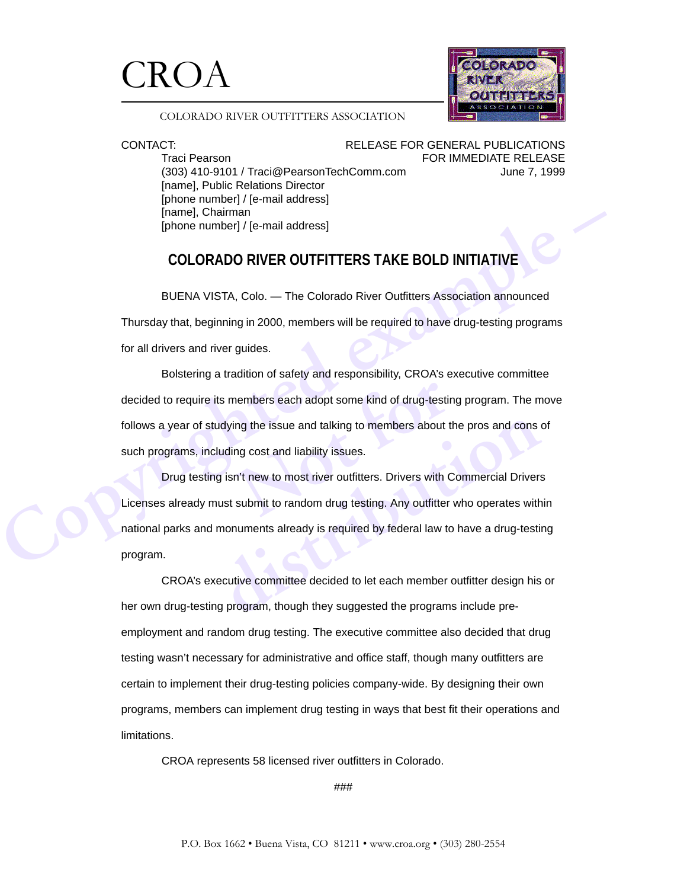# CROA

COLORADO RIVER OUTFITTERS ASSOCIATION

CONTACT:
Traci Pearson
(303) 410-9101 / Traci@PearsonTechComm.com
[name], Public Relations Director
[phone number] / [e-mail address]
[name], Chairman
[phone number] / [e-mail address]

RELEASE FOR GENERAL PUBLICATIONS
FOR IMMEDIATE RELEASE
June 7, 1999

## COLORADO RIVER OUTFITTERS TAKE BOLD INITIATIVE

BUENA VISTA, Colo. — The Colorado River Outfitters Association announced Thursday that, beginning in 2000, members will be required to have drug-testing programs for all drivers and river guides.

Bolstering a tradition of safety and responsibility, CROA's executive committee decided to require its members each adopt some kind of drug-testing program. The move follows a year of studying the issue and talking to members about the pros and cons of such programs, including cost and liability issues.

Drug testing isn't new to most river outfitters. Drivers with Commercial Drivers Licenses already must submit to random drug testing. Any outfitter who operates within national parks and monuments already is required by federal law to have a drug-testing program.

CROA's executive committee decided to let each member outfitter design his or her own drug-testing program, though they suggested the programs include pre-employment and random drug testing. The executive committee also decided that drug testing wasn't necessary for administrative and office staff, though many outfitters are certain to implement their drug-testing policies company-wide. By designing their own programs, members can implement drug testing in ways that best fit their operations and limitations.

CROA represents 58 licensed river outfitters in Colorado.

###

P.O. Box 1662 • Buena Vista, CO 81211 • www.croa.org • (303) 280-2554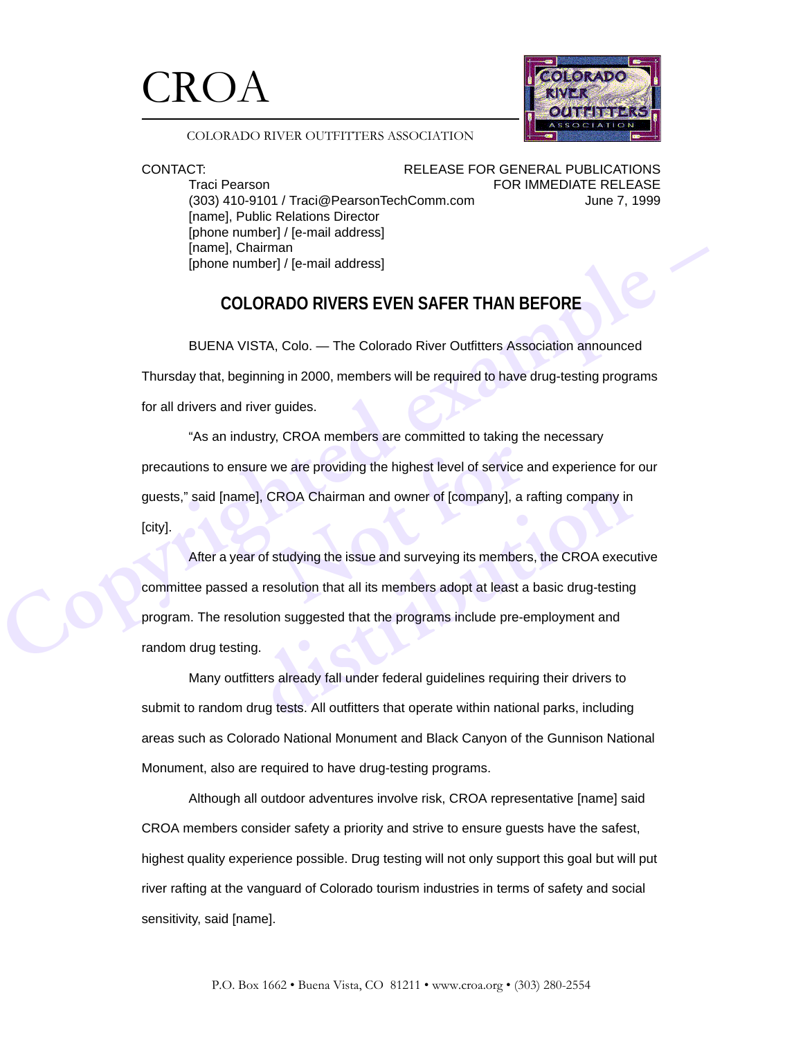# CROA

COLORADO RIVER OUTFITTERS ASSOCIATION

CONTACT:
Traci Pearson
(303) 410-9101 / Traci@PearsonTechComm.com
[name], Public Relations Director
[phone number] / [e-mail address]
[name], Chairman
[phone number] / [e-mail address]

RELEASE FOR GENERAL PUBLICATIONS
FOR IMMEDIATE RELEASE
June 7, 1999

## COLORADO RIVERS EVEN SAFER THAN BEFORE

BUENA VISTA, Colo. — The Colorado River Outfitters Association announced Thursday that, beginning in 2000, members will be required to have drug-testing programs for all drivers and river guides.

"As an industry, CROA members are committed to taking the necessary precautions to ensure we are providing the highest level of service and experience for our guests," said [name], CROA Chairman and owner of [company], a rafting company in [city].

After a year of studying the issue and surveying its members, the CROA executive committee passed a resolution that all its members adopt at least a basic drug-testing program. The resolution suggested that the programs include pre-employment and random drug testing.

Many outfitters already fall under federal guidelines requiring their drivers to submit to random drug tests. All outfitters that operate within national parks, including areas such as Colorado National Monument and Black Canyon of the Gunnison National Monument, also are required to have drug-testing programs.

Although all outdoor adventures involve risk, CROA representative [name] said CROA members consider safety a priority and strive to ensure guests have the safest, highest quality experience possible. Drug testing will not only support this goal but will put river rafting at the vanguard of Colorado tourism industries in terms of safety and social sensitivity, said [name].

P.O. Box 1662 • Buena Vista, CO 81211 • www.croa.org • (303) 280-2554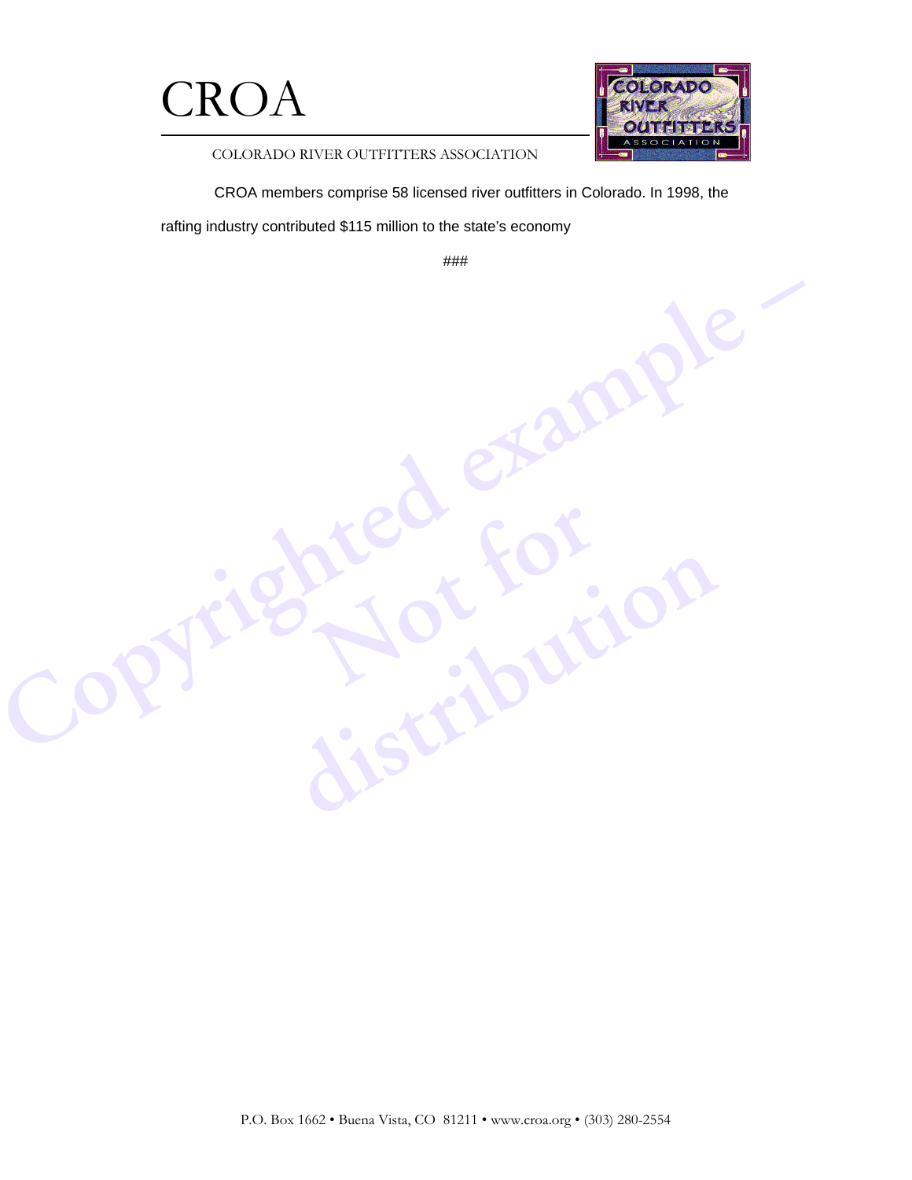# CROA

COLORADO RIVER OUTFITTERS ASSOCIATION

CROA members comprise 58 licensed river outfitters in Colorado. In 1998, the rafting industry contributed $115 million to the state's economy

###

P.O. Box 1662 • Buena Vista, CO 81211 • www.croa.org • (303) 280-2554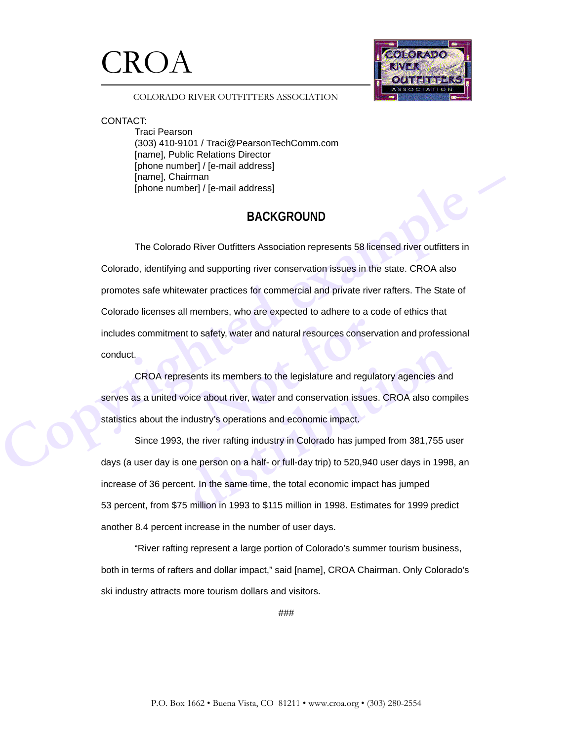# CROA

COLORADO RIVER OUTFITTERS ASSOCIATION

CONTACT:

Traci Pearson
(303) 410-9101 / Traci@PearsonTechComm.com
[name], Public Relations Director
[phone number] / [e-mail address]
[name], Chairman
[phone number] / [e-mail address]

## BACKGROUND

The Colorado River Outfitters Association represents 58 licensed river outfitters in Colorado, identifying and supporting river conservation issues in the state. CROA also promotes safe whitewater practices for commercial and private river rafters. The State of Colorado licenses all members, who are expected to adhere to a code of ethics that includes commitment to safety, water and natural resources conservation and professional conduct.

CROA represents its members to the legislature and regulatory agencies and serves as a united voice about river, water and conservation issues. CROA also compiles statistics about the industry's operations and economic impact.

Since 1993, the river rafting industry in Colorado has jumped from 381,755 user days (a user day is one person on a half- or full-day trip) to 520,940 user days in 1998, an increase of 36 percent. In the same time, the total economic impact has jumped 53 percent, from $75 million in 1993 to $115 million in 1998. Estimates for 1999 predict another 8.4 percent increase in the number of user days.

"River rafting represent a large portion of Colorado's summer tourism business, both in terms of rafters and dollar impact," said [name], CROA Chairman. Only Colorado's ski industry attracts more tourism dollars and visitors.

###

P.O. Box 1662 • Buena Vista, CO 81211 • www.croa.org • (303) 280-2554